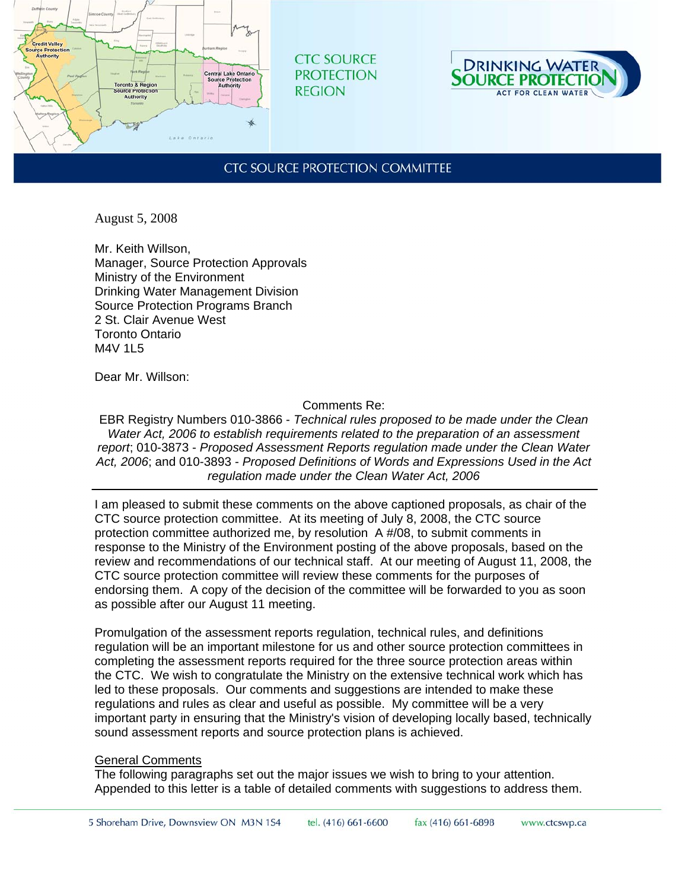CTC SOURCE PROTECTION REGION

DRINKING WATER SOURCE PROTECTION
ACT FOR CLEAN WATER

CTC SOURCE PROTECTION COMMITTEE

August 5, 2008

Mr. Keith Willson,
Manager, Source Protection Approvals
Ministry of the Environment
Drinking Water Management Division
Source Protection Programs Branch
2 St. Clair Avenue West
Toronto Ontario
M4V 1L5

Dear Mr. Willson:

Comments Re:
EBR Registry Numbers 010-3866 - *Technical rules proposed to be made under the Clean Water Act, 2006 to establish requirements related to the preparation of an assessment report*; 010-3873 - *Proposed Assessment Reports regulation made under the Clean Water Act, 2006*; and 010-3893 - *Proposed Definitions of Words and Expressions Used in the Act regulation made under the Clean Water Act, 2006*

---

I am pleased to submit these comments on the above captioned proposals, as chair of the CTC source protection committee. At its meeting of July 8, 2008, the CTC source protection committee authorized me, by resolution A #/08, to submit comments in response to the Ministry of the Environment posting of the above proposals, based on the review and recommendations of our technical staff. At our meeting of August 11, 2008, the CTC source protection committee will review these comments for the purposes of endorsing them. A copy of the decision of the committee will be forwarded to you as soon as possible after our August 11 meeting.

Promulgation of the assessment reports regulation, technical rules, and definitions regulation will be an important milestone for us and other source protection committees in completing the assessment reports required for the three source protection areas within the CTC. We wish to congratulate the Ministry on the extensive technical work which has led to these proposals. Our comments and suggestions are intended to make these regulations and rules as clear and useful as possible. My committee will be a very important party in ensuring that the Ministry's vision of developing locally based, technically sound assessment reports and source protection plans is achieved.

<u>General Comments</u>
The following paragraphs set out the major issues we wish to bring to your attention. Appended to this letter is a table of detailed comments with suggestions to address them.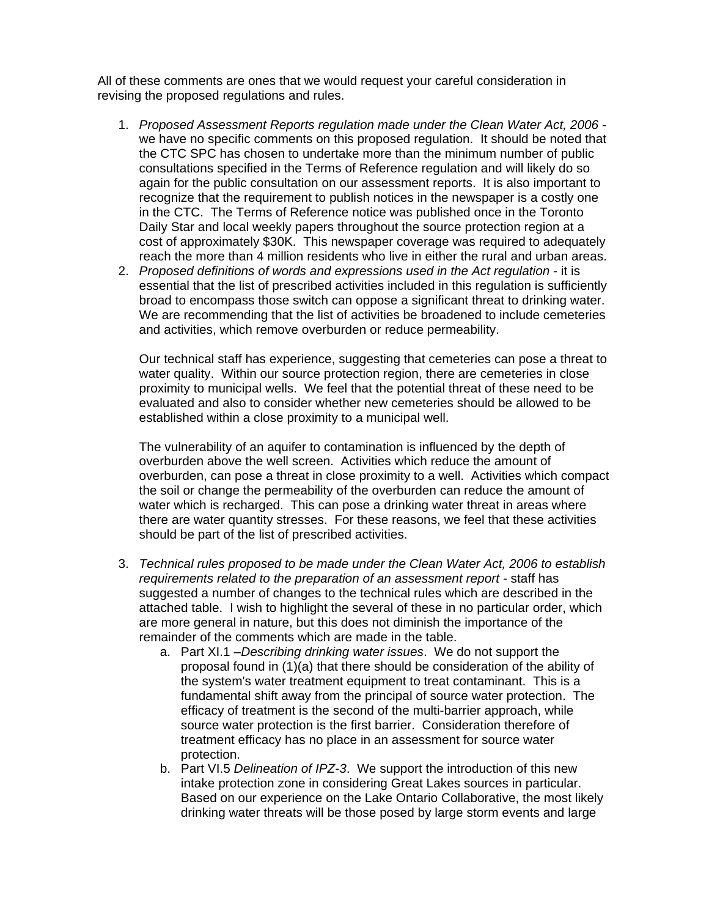All of these comments are ones that we would request your careful consideration in revising the proposed regulations and rules.

1. *Proposed Assessment Reports regulation made under the Clean Water Act, 2006* - we have no specific comments on this proposed regulation. It should be noted that the CTC SPC has chosen to undertake more than the minimum number of public consultations specified in the Terms of Reference regulation and will likely do so again for the public consultation on our assessment reports. It is also important to recognize that the requirement to publish notices in the newspaper is a costly one in the CTC. The Terms of Reference notice was published once in the Toronto Daily Star and local weekly papers throughout the source protection region at a cost of approximately $30K. This newspaper coverage was required to adequately reach the more than 4 million residents who live in either the rural and urban areas.
2. *Proposed definitions of words and expressions used in the Act regulation* - it is essential that the list of prescribed activities included in this regulation is sufficiently broad to encompass those switch can oppose a significant threat to drinking water. We are recommending that the list of activities be broadened to include cemeteries and activities, which remove overburden or reduce permeability.

   Our technical staff has experience, suggesting that cemeteries can pose a threat to water quality. Within our source protection region, there are cemeteries in close proximity to municipal wells. We feel that the potential threat of these need to be evaluated and also to consider whether new cemeteries should be allowed to be established within a close proximity to a municipal well.

   The vulnerability of an aquifer to contamination is influenced by the depth of overburden above the well screen. Activities which reduce the amount of overburden, can pose a threat in close proximity to a well. Activities which compact the soil or change the permeability of the overburden can reduce the amount of water which is recharged. This can pose a drinking water threat in areas where there are water quantity stresses. For these reasons, we feel that these activities should be part of the list of prescribed activities.

3. *Technical rules proposed to be made under the Clean Water Act, 2006 to establish requirements related to the preparation of an assessment report* - staff has suggested a number of changes to the technical rules which are described in the attached table. I wish to highlight the several of these in no particular order, which are more general in nature, but this does not diminish the importance of the remainder of the comments which are made in the table.
   a. Part XI.1 –*Describing drinking water issues*. We do not support the proposal found in (1)(a) that there should be consideration of the ability of the system's water treatment equipment to treat contaminant. This is a fundamental shift away from the principal of source water protection. The efficacy of treatment is the second of the multi-barrier approach, while source water protection is the first barrier. Consideration therefore of treatment efficacy has no place in an assessment for source water protection.
   b. Part VI.5 *Delineation of IPZ-3*. We support the introduction of this new intake protection zone in considering Great Lakes sources in particular. Based on our experience on the Lake Ontario Collaborative, the most likely drinking water threats will be those posed by large storm events and large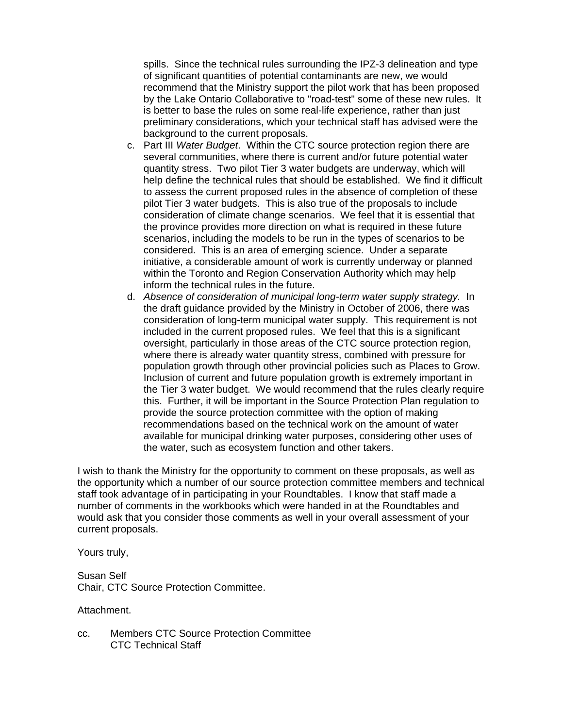spills. Since the technical rules surrounding the IPZ-3 delineation and type of significant quantities of potential contaminants are new, we would recommend that the Ministry support the pilot work that has been proposed by the Lake Ontario Collaborative to "road-test" some of these new rules. It is better to base the rules on some real-life experience, rather than just preliminary considerations, which your technical staff has advised were the background to the current proposals.

c. Part III *Water Budget*. Within the CTC source protection region there are several communities, where there is current and/or future potential water quantity stress. Two pilot Tier 3 water budgets are underway, which will help define the technical rules that should be established. We find it difficult to assess the current proposed rules in the absence of completion of these pilot Tier 3 water budgets. This is also true of the proposals to include consideration of climate change scenarios. We feel that it is essential that the province provides more direction on what is required in these future scenarios, including the models to be run in the types of scenarios to be considered. This is an area of emerging science. Under a separate initiative, a considerable amount of work is currently underway or planned within the Toronto and Region Conservation Authority which may help inform the technical rules in the future.

d. *Absence of consideration of municipal long-term water supply strategy.* In the draft guidance provided by the Ministry in October of 2006, there was consideration of long-term municipal water supply. This requirement is not included in the current proposed rules. We feel that this is a significant oversight, particularly in those areas of the CTC source protection region, where there is already water quantity stress, combined with pressure for population growth through other provincial policies such as Places to Grow. Inclusion of current and future population growth is extremely important in the Tier 3 water budget. We would recommend that the rules clearly require this. Further, it will be important in the Source Protection Plan regulation to provide the source protection committee with the option of making recommendations based on the technical work on the amount of water available for municipal drinking water purposes, considering other uses of the water, such as ecosystem function and other takers.

I wish to thank the Ministry for the opportunity to comment on these proposals, as well as the opportunity which a number of our source protection committee members and technical staff took advantage of in participating in your Roundtables. I know that staff made a number of comments in the workbooks which were handed in at the Roundtables and would ask that you consider those comments as well in your overall assessment of your current proposals.

Yours truly,

Susan Self
Chair, CTC Source Protection Committee.

Attachment.

cc. Members CTC Source Protection Committee
CTC Technical Staff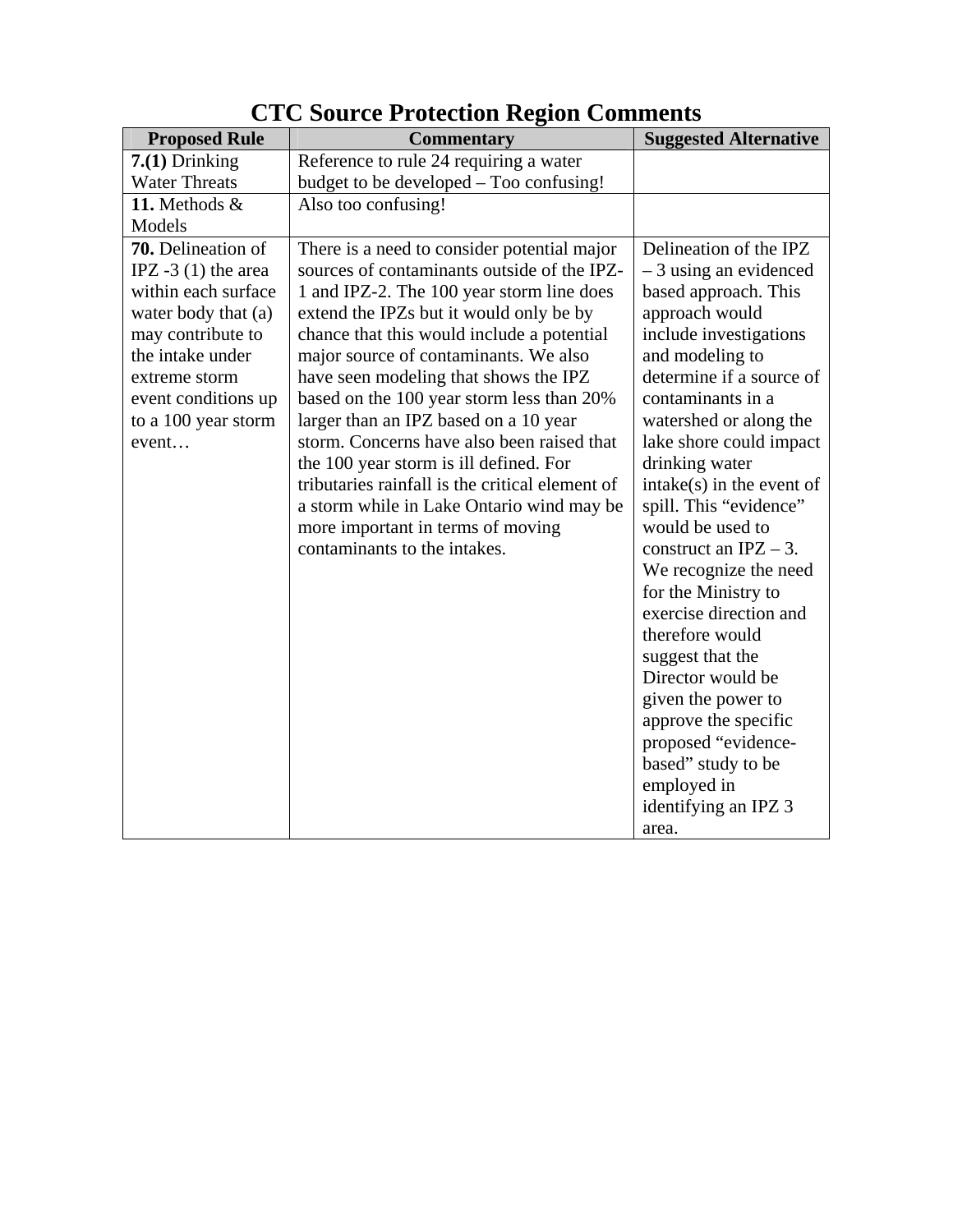# CTC Source Protection Region Comments

| Proposed Rule | Commentary | Suggested Alternative |
|---|---|---|
| **7.(1)** Drinking Water Threats | Reference to rule 24 requiring a water budget to be developed – Too confusing! | |
| **11.** Methods & Models | Also too confusing! | |
| **70.** Delineation of IPZ -3 (1) the area within each surface water body that (a) may contribute to the intake under extreme storm event conditions up to a 100 year storm event… | There is a need to consider potential major sources of contaminants outside of the IPZ-1 and IPZ-2. The 100 year storm line does extend the IPZs but it would only be by chance that this would include a potential major source of contaminants. We also have seen modeling that shows the IPZ based on the 100 year storm less than 20% larger than an IPZ based on a 10 year storm. Concerns have also been raised that the 100 year storm is ill defined. For tributaries rainfall is the critical element of a storm while in Lake Ontario wind may be more important in terms of moving contaminants to the intakes. | Delineation of the IPZ – 3 using an evidenced based approach. This approach would include investigations and modeling to determine if a source of contaminants in a watershed or along the lake shore could impact drinking water intake(s) in the event of spill. This "evidence" would be used to construct an IPZ – 3. We recognize the need for the Ministry to exercise direction and therefore would suggest that the Director would be given the power to approve the specific proposed "evidence-based" study to be employed in identifying an IPZ 3 area. |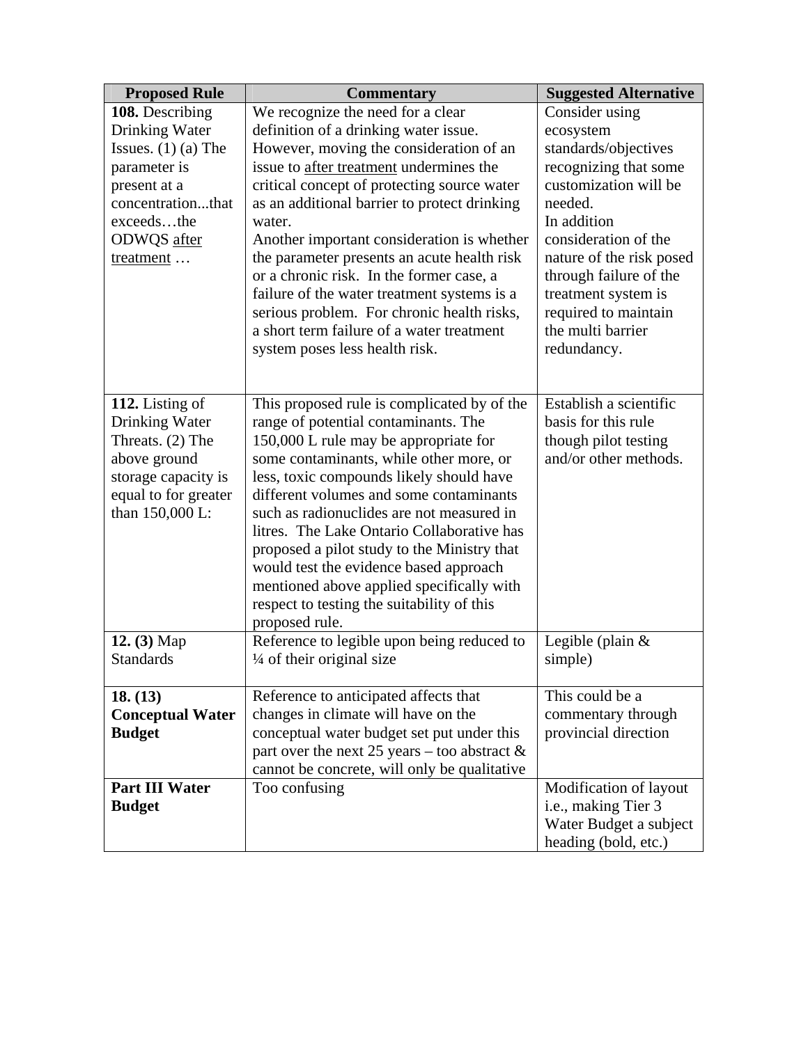| Proposed Rule | Commentary | Suggested Alternative |
|---|---|---|
| **108.** Describing Drinking Water Issues. (1) (a) The parameter is present at a concentration...that exceeds…the ODWQS after treatment … | We recognize the need for a clear definition of a drinking water issue. However, moving the consideration of an issue to after treatment undermines the critical concept of protecting source water as an additional barrier to protect drinking water.<br>Another important consideration is whether the parameter presents an acute health risk or a chronic risk. In the former case, a failure of the water treatment systems is a serious problem. For chronic health risks, a short term failure of a water treatment system poses less health risk. | Consider using ecosystem standards/objectives recognizing that some customization will be needed.<br>In addition consideration of the nature of the risk posed through failure of the treatment system is required to maintain the multi barrier redundancy. |
| **112.** Listing of Drinking Water Threats. (2) The above ground storage capacity is equal to for greater than 150,000 L: | This proposed rule is complicated by of the range of potential contaminants. The 150,000 L rule may be appropriate for some contaminants, while other more, or less, toxic compounds likely should have different volumes and some contaminants such as radionuclides are not measured in litres. The Lake Ontario Collaborative has proposed a pilot study to the Ministry that would test the evidence based approach mentioned above applied specifically with respect to testing the suitability of this proposed rule. | Establish a scientific basis for this rule though pilot testing and/or other methods. |
| **12. (3)** Map Standards | Reference to legible upon being reduced to ¼ of their original size | Legible (plain & simple) |
| **18. (13) Conceptual Water Budget** | Reference to anticipated affects that changes in climate will have on the conceptual water budget set put under this part over the next 25 years – too abstract & cannot be concrete, will only be qualitative | This could be a commentary through provincial direction |
| **Part III Water Budget** | Too confusing | Modification of layout i.e., making Tier 3 Water Budget a subject heading (bold, etc.) |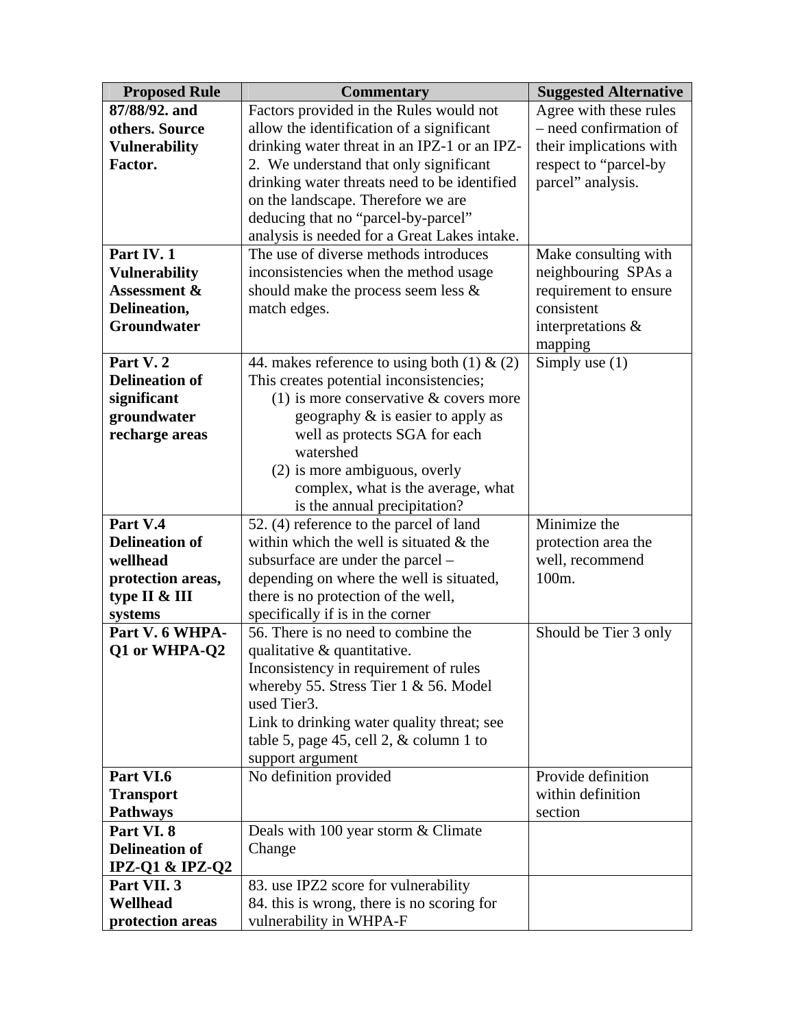| Proposed Rule | Commentary | Suggested Alternative |
|---|---|---|
| **87/88/92. and others. Source Vulnerability Factor.** | Factors provided in the Rules would not allow the identification of a significant drinking water threat in an IPZ-1 or an IPZ-2. We understand that only significant drinking water threats need to be identified on the landscape. Therefore we are deducing that no "parcel-by-parcel" analysis is needed for a Great Lakes intake. | Agree with these rules – need confirmation of their implications with respect to "parcel-by parcel" analysis. |
| **Part IV. 1 Vulnerability Assessment & Delineation, Groundwater** | The use of diverse methods introduces inconsistencies when the method usage should make the process seem less & match edges. | Make consulting with neighbouring SPAs a requirement to ensure consistent interpretations & mapping |
| **Part V. 2 Delineation of significant groundwater recharge areas** | 44. makes reference to using both (1) & (2) This creates potential inconsistencies; (1) is more conservative & covers more geography & is easier to apply as well as protects SGA for each watershed (2) is more ambiguous, overly complex, what is the average, what is the annual precipitation? | Simply use (1) |
| **Part V.4 Delineation of wellhead protection areas, type II & III systems** | 52. (4) reference to the parcel of land within which the well is situated & the subsurface are under the parcel – depending on where the well is situated, there is no protection of the well, specifically if is in the corner | Minimize the protection area the well, recommend 100m. |
| **Part V. 6 WHPA-Q1 or WHPA-Q2** | 56. There is no need to combine the qualitative & quantitative. Inconsistency in requirement of rules whereby 55. Stress Tier 1 & 56. Model used Tier3. Link to drinking water quality threat; see table 5, page 45, cell 2, & column 1 to support argument | Should be Tier 3 only |
| **Part VI.6 Transport Pathways** | No definition provided | Provide definition within definition section |
| **Part VI. 8 Delineation of IPZ-Q1 & IPZ-Q2** | Deals with 100 year storm & Climate Change | |
| **Part VII. 3 Wellhead protection areas** | 83. use IPZ2 score for vulnerability 84. this is wrong, there is no scoring for vulnerability in WHPA-F | |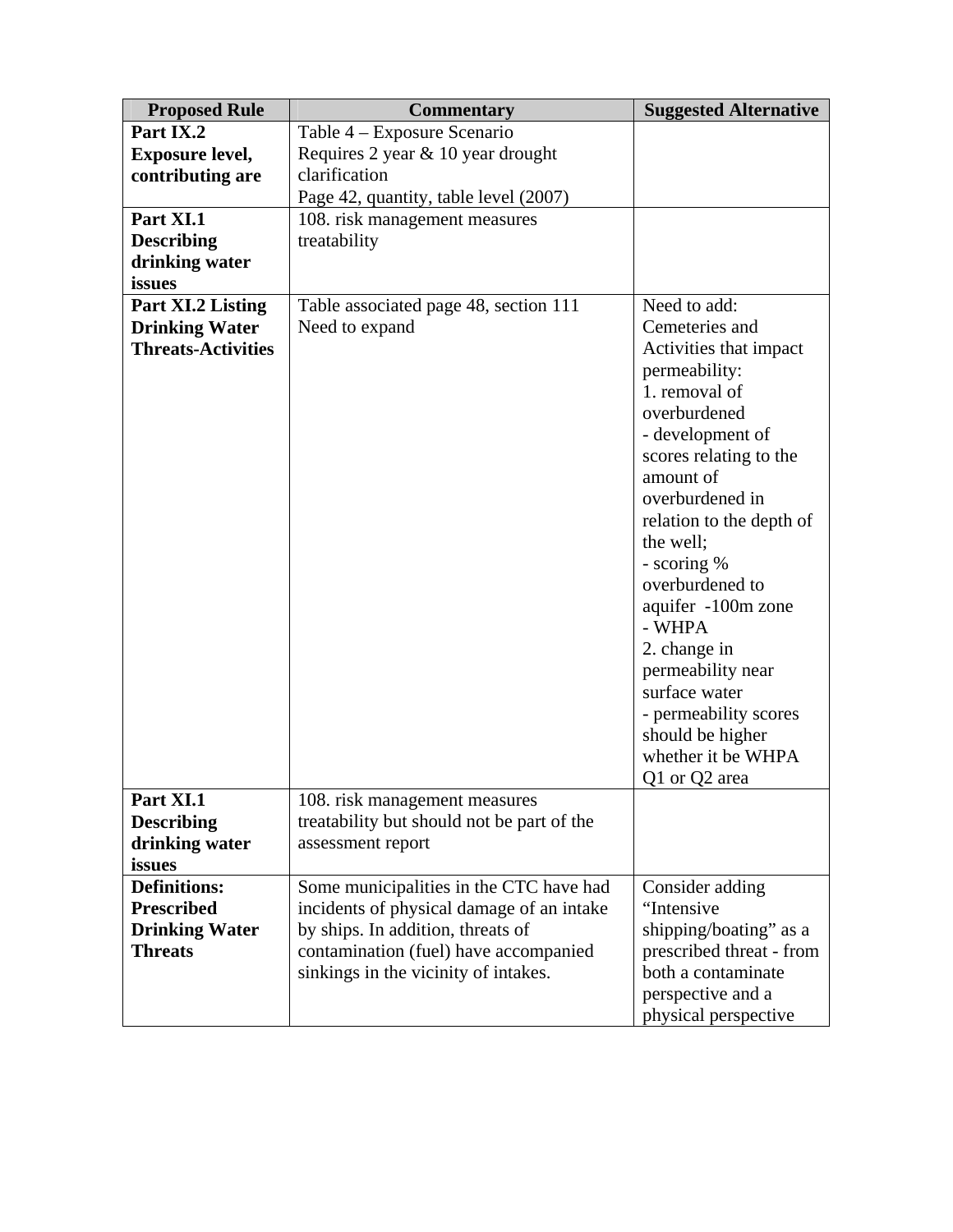| Proposed Rule | Commentary | Suggested Alternative |
|---|---|---|
| **Part IX.2 Exposure level, contributing are** | Table 4 – Exposure Scenario<br>Requires 2 year & 10 year drought clarification<br>Page 42, quantity, table level (2007) | |
| **Part XI.1 Describing drinking water issues** | 108. risk management measures treatability | |
| **Part XI.2 Listing Drinking Water Threats-Activities** | Table associated page 48, section 111<br>Need to expand | Need to add:<br>Cemeteries and Activities that impact permeability:<br>1. removal of overburdened<br>- development of scores relating to the amount of overburdened in relation to the depth of the well;<br>- scoring % overburdened to aquifer -100m zone<br>- WHPA<br>2. change in permeability near surface water<br>- permeability scores should be higher whether it be WHPA Q1 or Q2 area |
| **Part XI.1 Describing drinking water issues** | 108. risk management measures treatability but should not be part of the assessment report | |
| **Definitions: Prescribed Drinking Water Threats** | Some municipalities in the CTC have had incidents of physical damage of an intake by ships. In addition, threats of contamination (fuel) have accompanied sinkings in the vicinity of intakes. | Consider adding "Intensive shipping/boating" as a prescribed threat - from both a contaminate perspective and a physical perspective |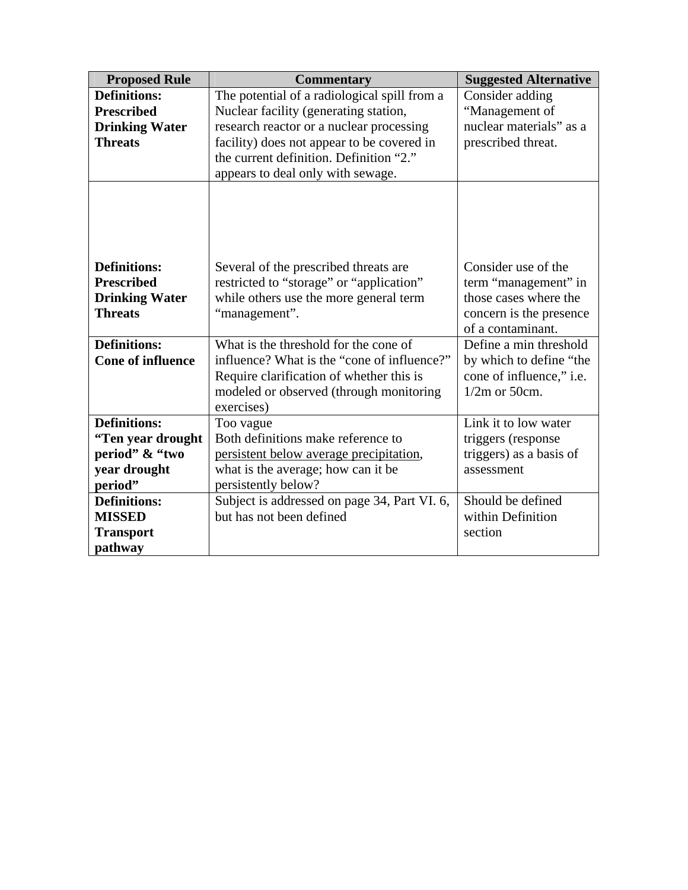| Proposed Rule | Commentary | Suggested Alternative |
|---|---|---|
| **Definitions: Prescribed Drinking Water Threats** | The potential of a radiological spill from a Nuclear facility (generating station, research reactor or a nuclear processing facility) does not appear to be covered in the current definition. Definition "2." appears to deal only with sewage. | Consider adding "Management of nuclear materials" as a prescribed threat. |
| **Definitions: Prescribed Drinking Water Threats** | Several of the prescribed threats are restricted to "storage" or "application" while others use the more general term "management". | Consider use of the term "management" in those cases where the concern is the presence of a contaminant. |
| **Definitions: Cone of influence** | What is the threshold for the cone of influence? What is the "cone of influence?" Require clarification of whether this is modeled or observed (through monitoring exercises) | Define a min threshold by which to define "the cone of influence," i.e. 1/2m or 50cm. |
| **Definitions: "Ten year drought period" & "two year drought period"** | Too vague<br>Both definitions make reference to persistent below average precipitation, what is the average; how can it be persistently below? | Link it to low water triggers (response triggers) as a basis of assessment |
| **Definitions: MISSED Transport pathway** | Subject is addressed on page 34, Part VI. 6, but has not been defined | Should be defined within Definition section |